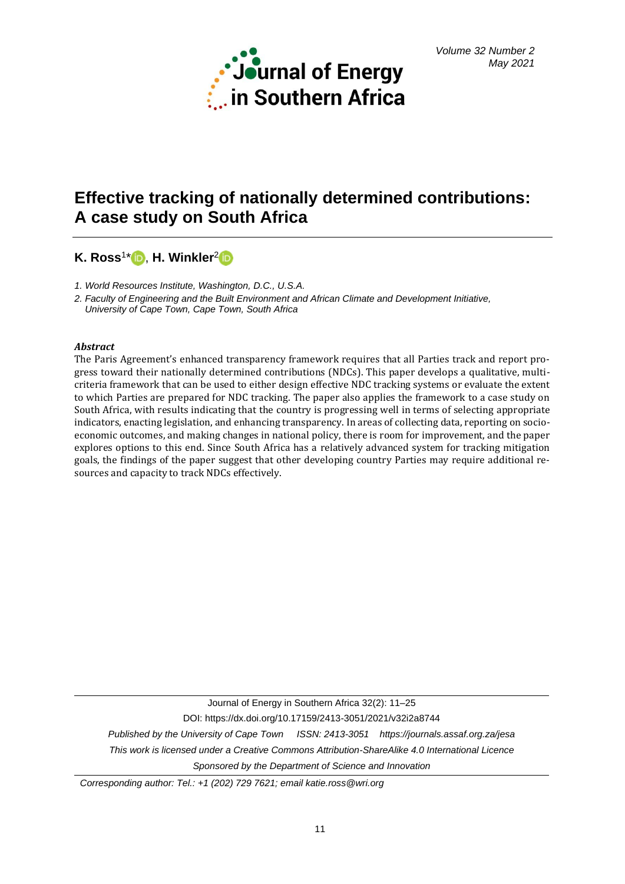# Effective tracking of nationally determined contributions: A case study on South Africa

**K. Ross**[1*], **H. Winkler**[2]

1. World Resources Institute, Washington, D.C., U.S.A.
2. Faculty of Engineering and the Built Environment and African Climate and Development Initiative, University of Cape Town, Cape Town, South Africa

### *Abstract*

The Paris Agreement's enhanced transparency framework requires that all Parties track and report progress toward their nationally determined contributions (NDCs). This paper develops a qualitative, multi-criteria framework that can be used to either design effective NDC tracking systems or evaluate the extent to which Parties are prepared for NDC tracking. The paper also applies the framework to a case study on South Africa, with results indicating that the country is progressing well in terms of selecting appropriate indicators, enacting legislation, and enhancing transparency. In areas of collecting data, reporting on socio-economic outcomes, and making changes in national policy, there is room for improvement, and the paper explores options to this end. Since South Africa has a relatively advanced system for tracking mitigation goals, the findings of the paper suggest that other developing country Parties may require additional resources and capacity to track NDCs effectively.

---

Journal of Energy in Southern Africa 32(2): 11–25

DOI: https://dx.doi.org/10.17159/2413-3051/2021/v32i2a8744

*Published by the University of Cape Town ISSN: 2413-3051 https://journals.assaf.org.za/jesa*

*This work is licensed under a Creative Commons Attribution-ShareAlike 4.0 International Licence*

*Sponsored by the Department of Science and Innovation*

---

*Corresponding author: Tel.: +1 (202) 729 7621; email katie.ross@wri.org*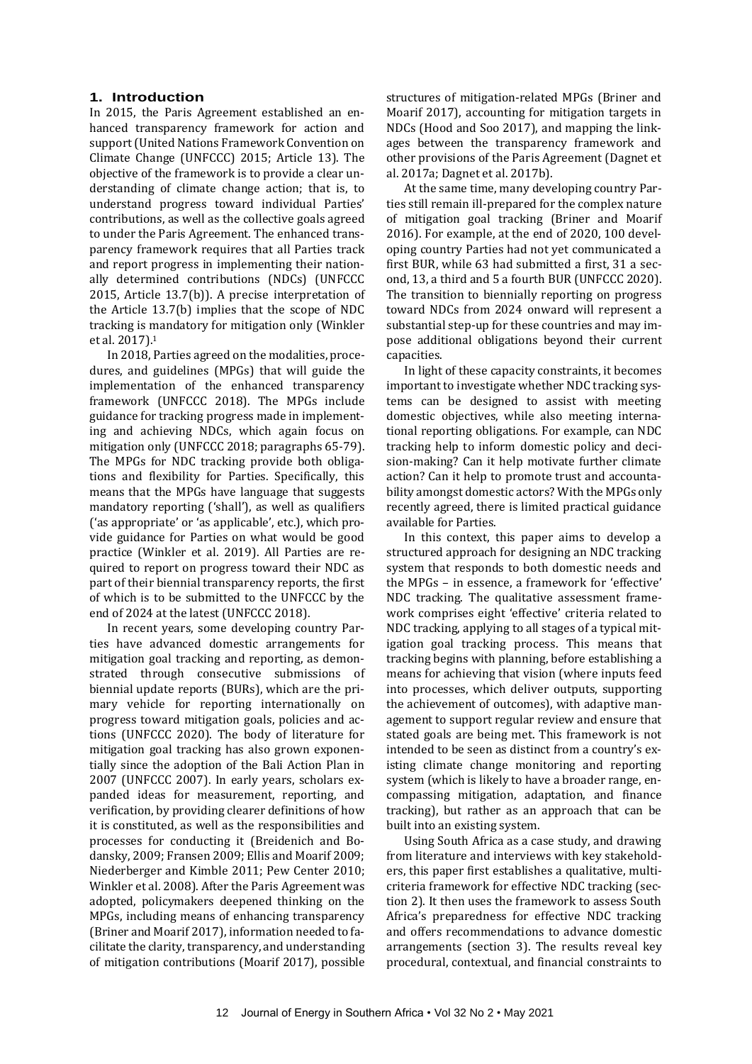## 1. Introduction

In 2015, the Paris Agreement established an enhanced transparency framework for action and support (United Nations Framework Convention on Climate Change (UNFCCC) 2015; Article 13). The objective of the framework is to provide a clear understanding of climate change action; that is, to understand progress toward individual Parties' contributions, as well as the collective goals agreed to under the Paris Agreement. The enhanced transparency framework requires that all Parties track and report progress in implementing their nationally determined contributions (NDCs) (UNFCCC 2015, Article 13.7(b)). A precise interpretation of the Article 13.7(b) implies that the scope of NDC tracking is mandatory for mitigation only (Winkler et al. 2017).[1]

In 2018, Parties agreed on the modalities, procedures, and guidelines (MPGs) that will guide the implementation of the enhanced transparency framework (UNFCCC 2018). The MPGs include guidance for tracking progress made in implementing and achieving NDCs, which again focus on mitigation only (UNFCCC 2018; paragraphs 65-79). The MPGs for NDC tracking provide both obligations and flexibility for Parties. Specifically, this means that the MPGs have language that suggests mandatory reporting ('shall'), as well as qualifiers ('as appropriate' or 'as applicable', etc.), which provide guidance for Parties on what would be good practice (Winkler et al. 2019). All Parties are required to report on progress toward their NDC as part of their biennial transparency reports, the first of which is to be submitted to the UNFCCC by the end of 2024 at the latest (UNFCCC 2018).

In recent years, some developing country Parties have advanced domestic arrangements for mitigation goal tracking and reporting, as demonstrated through consecutive submissions of biennial update reports (BURs), which are the primary vehicle for reporting internationally on progress toward mitigation goals, policies and actions (UNFCCC 2020). The body of literature for mitigation goal tracking has also grown exponentially since the adoption of the Bali Action Plan in 2007 (UNFCCC 2007). In early years, scholars expanded ideas for measurement, reporting, and verification, by providing clearer definitions of how it is constituted, as well as the responsibilities and processes for conducting it (Breidenich and Bodansky, 2009; Fransen 2009; Ellis and Moarif 2009; Niederberger and Kimble 2011; Pew Center 2010; Winkler et al. 2008). After the Paris Agreement was adopted, policymakers deepened thinking on the MPGs, including means of enhancing transparency (Briner and Moarif 2017), information needed to facilitate the clarity, transparency, and understanding of mitigation contributions (Moarif 2017), possible structures of mitigation-related MPGs (Briner and Moarif 2017), accounting for mitigation targets in NDCs (Hood and Soo 2017), and mapping the linkages between the transparency framework and other provisions of the Paris Agreement (Dagnet et al. 2017a; Dagnet et al. 2017b).

At the same time, many developing country Parties still remain ill-prepared for the complex nature of mitigation goal tracking (Briner and Moarif 2016). For example, at the end of 2020, 100 developing country Parties had not yet communicated a first BUR, while 63 had submitted a first, 31 a second, 13, a third and 5 a fourth BUR (UNFCCC 2020). The transition to biennially reporting on progress toward NDCs from 2024 onward will represent a substantial step-up for these countries and may impose additional obligations beyond their current capacities.

In light of these capacity constraints, it becomes important to investigate whether NDC tracking systems can be designed to assist with meeting domestic objectives, while also meeting international reporting obligations. For example, can NDC tracking help to inform domestic policy and decision-making? Can it help motivate further climate action? Can it help to promote trust and accountability amongst domestic actors? With the MPGs only recently agreed, there is limited practical guidance available for Parties.

In this context, this paper aims to develop a structured approach for designing an NDC tracking system that responds to both domestic needs and the MPGs – in essence, a framework for 'effective' NDC tracking. The qualitative assessment framework comprises eight 'effective' criteria related to NDC tracking, applying to all stages of a typical mitigation goal tracking process. This means that tracking begins with planning, before establishing a means for achieving that vision (where inputs feed into processes, which deliver outputs, supporting the achievement of outcomes), with adaptive management to support regular review and ensure that stated goals are being met. This framework is not intended to be seen as distinct from a country's existing climate change monitoring and reporting system (which is likely to have a broader range, encompassing mitigation, adaptation, and finance tracking), but rather as an approach that can be built into an existing system.

Using South Africa as a case study, and drawing from literature and interviews with key stakeholders, this paper first establishes a qualitative, multicriteria framework for effective NDC tracking (section 2). It then uses the framework to assess South Africa's preparedness for effective NDC tracking and offers recommendations to advance domestic arrangements (section 3). The results reveal key procedural, contextual, and financial constraints to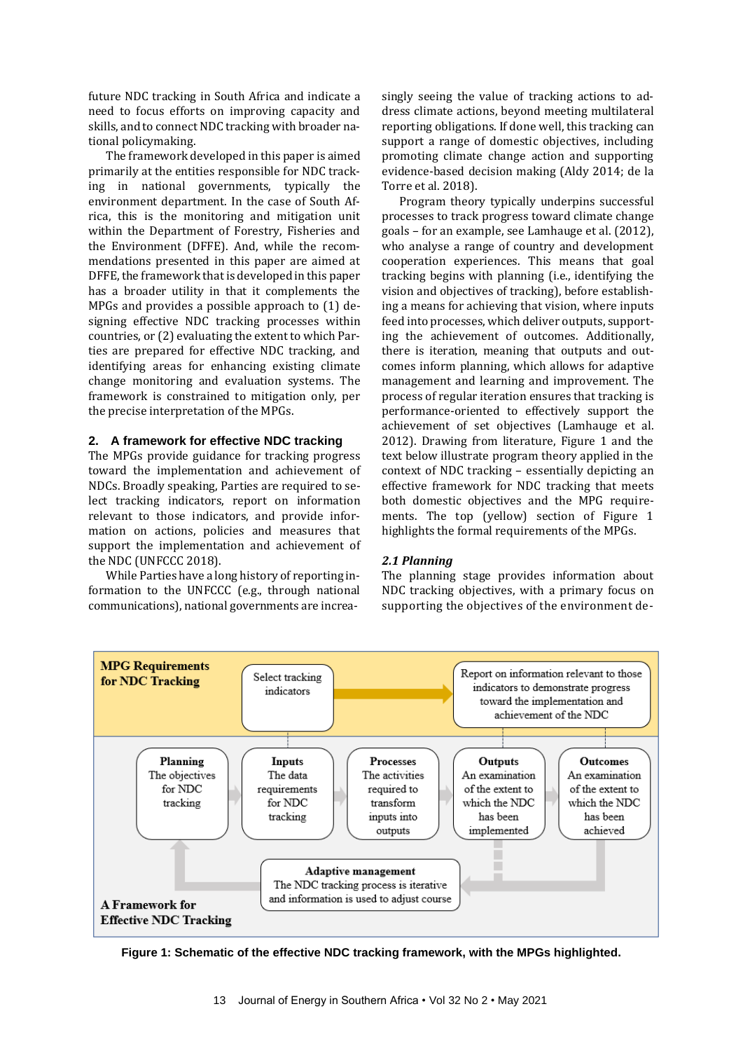future NDC tracking in South Africa and indicate a need to focus efforts on improving capacity and skills, and to connect NDC tracking with broader national policymaking.

The framework developed in this paper is aimed primarily at the entities responsible for NDC tracking in national governments, typically the environment department. In the case of South Africa, this is the monitoring and mitigation unit within the Department of Forestry, Fisheries and the Environment (DFFE). And, while the recommendations presented in this paper are aimed at DFFE, the framework that is developed in this paper has a broader utility in that it complements the MPGs and provides a possible approach to (1) designing effective NDC tracking processes within countries, or (2) evaluating the extent to which Parties are prepared for effective NDC tracking, and identifying areas for enhancing existing climate change monitoring and evaluation systems. The framework is constrained to mitigation only, per the precise interpretation of the MPGs.

## 2. A framework for effective NDC tracking

The MPGs provide guidance for tracking progress toward the implementation and achievement of NDCs. Broadly speaking, Parties are required to select tracking indicators, report on information relevant to those indicators, and provide information on actions, policies and measures that support the implementation and achievement of the NDC (UNFCCC 2018).

While Parties have a long history of reporting information to the UNFCCC (e.g., through national communications), national governments are increasingly seeing the value of tracking actions to address climate actions, beyond meeting multilateral reporting obligations. If done well, this tracking can support a range of domestic objectives, including promoting climate change action and supporting evidence-based decision making (Aldy 2014; de la Torre et al. 2018).

Program theory typically underpins successful processes to track progress toward climate change goals – for an example, see Lamhauge et al. (2012), who analyse a range of country and development cooperation experiences. This means that goal tracking begins with planning (i.e., identifying the vision and objectives of tracking), before establishing a means for achieving that vision, where inputs feed into processes, which deliver outputs, supporting the achievement of outcomes. Additionally, there is iteration, meaning that outputs and outcomes inform planning, which allows for adaptive management and learning and improvement. The process of regular iteration ensures that tracking is performance-oriented to effectively support the achievement of set objectives (Lamhauge et al. 2012). Drawing from literature, Figure 1 and the text below illustrate program theory applied in the context of NDC tracking – essentially depicting an effective framework for NDC tracking that meets both domestic objectives and the MPG requirements. The top (yellow) section of Figure 1 highlights the formal requirements of the MPGs.

### *2.1 Planning*

The planning stage provides information about NDC tracking objectives, with a primary focus on supporting the objectives of the environment de-

**MPG Requirements for NDC Tracking**: Select tracking indicators → Report on information relevant to those indicators to demonstrate progress toward the implementation and achievement of the NDC

**A Framework for Effective NDC Tracking**: Planning (The objectives for NDC tracking) → Inputs (The data requirements for NDC tracking) → Processes (The activities required to transform inputs into outputs) → Outputs (An examination of the extent to which the NDC has been implemented) → Outcomes (An examination of the extent to which the NDC has been achieved); Adaptive management (The NDC tracking process is iterative and information is used to adjust course)

**Figure 1: Schematic of the effective NDC tracking framework, with the MPGs highlighted.**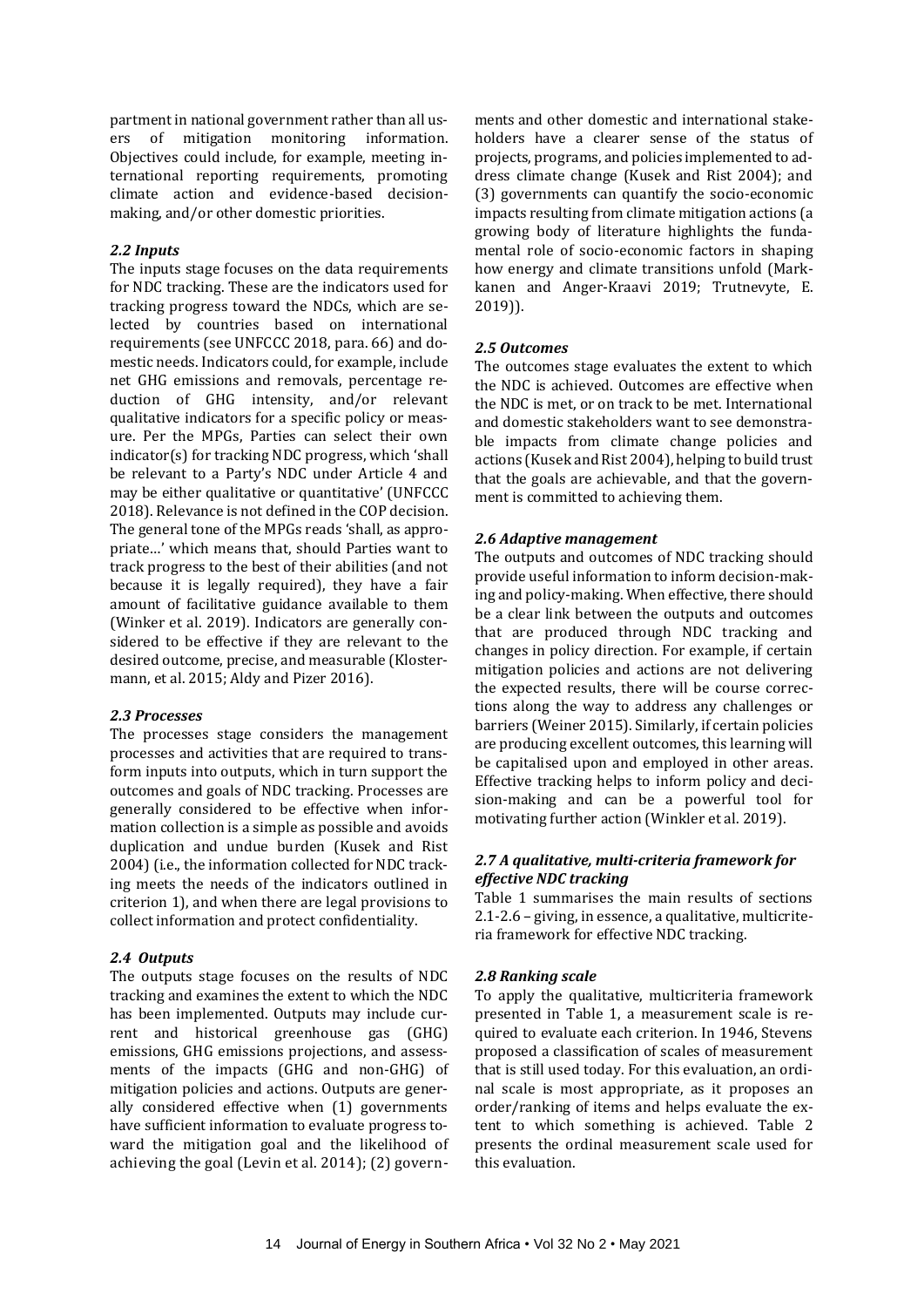partment in national government rather than all users of mitigation monitoring information. Objectives could include, for example, meeting international reporting requirements, promoting climate action and evidence-based decision-making, and/or other domestic priorities.

### *2.2 Inputs*

The inputs stage focuses on the data requirements for NDC tracking. These are the indicators used for tracking progress toward the NDCs, which are selected by countries based on international requirements (see UNFCCC 2018, para. 66) and domestic needs. Indicators could, for example, include net GHG emissions and removals, percentage reduction of GHG intensity, and/or relevant qualitative indicators for a specific policy or measure. Per the MPGs, Parties can select their own indicator(s) for tracking NDC progress, which 'shall be relevant to a Party's NDC under Article 4 and may be either qualitative or quantitative' (UNFCCC 2018). Relevance is not defined in the COP decision. The general tone of the MPGs reads 'shall, as appropriate…' which means that, should Parties want to track progress to the best of their abilities (and not because it is legally required), they have a fair amount of facilitative guidance available to them (Winker et al. 2019). Indicators are generally considered to be effective if they are relevant to the desired outcome, precise, and measurable (Klostermann, et al. 2015; Aldy and Pizer 2016).

### *2.3 Processes*

The processes stage considers the management processes and activities that are required to transform inputs into outputs, which in turn support the outcomes and goals of NDC tracking. Processes are generally considered to be effective when information collection is a simple as possible and avoids duplication and undue burden (Kusek and Rist 2004) (i.e., the information collected for NDC tracking meets the needs of the indicators outlined in criterion 1), and when there are legal provisions to collect information and protect confidentiality.

### *2.4 Outputs*

The outputs stage focuses on the results of NDC tracking and examines the extent to which the NDC has been implemented. Outputs may include current and historical greenhouse gas (GHG) emissions, GHG emissions projections, and assessments of the impacts (GHG and non-GHG) of mitigation policies and actions. Outputs are generally considered effective when (1) governments have sufficient information to evaluate progress toward the mitigation goal and the likelihood of achieving the goal (Levin et al. 2014); (2) governments and other domestic and international stakeholders have a clearer sense of the status of projects, programs, and policies implemented to address climate change (Kusek and Rist 2004); and (3) governments can quantify the socio-economic impacts resulting from climate mitigation actions (a growing body of literature highlights the fundamental role of socio-economic factors in shaping how energy and climate transitions unfold (Markkanen and Anger-Kraavi 2019; Trutnevyte, E. 2019)).

### *2.5 Outcomes*

The outcomes stage evaluates the extent to which the NDC is achieved. Outcomes are effective when the NDC is met, or on track to be met. International and domestic stakeholders want to see demonstrable impacts from climate change policies and actions (Kusek and Rist 2004), helping to build trust that the goals are achievable, and that the government is committed to achieving them.

### *2.6 Adaptive management*

The outputs and outcomes of NDC tracking should provide useful information to inform decision-making and policy-making. When effective, there should be a clear link between the outputs and outcomes that are produced through NDC tracking and changes in policy direction. For example, if certain mitigation policies and actions are not delivering the expected results, there will be course corrections along the way to address any challenges or barriers (Weiner 2015). Similarly, if certain policies are producing excellent outcomes, this learning will be capitalised upon and employed in other areas. Effective tracking helps to inform policy and decision-making and can be a powerful tool for motivating further action (Winkler et al. 2019).

### *2.7 A qualitative, multi-criteria framework for effective NDC tracking*

Table 1 summarises the main results of sections 2.1-2.6 – giving, in essence, a qualitative, multicriteria framework for effective NDC tracking.

### *2.8 Ranking scale*

To apply the qualitative, multicriteria framework presented in Table 1, a measurement scale is required to evaluate each criterion. In 1946, Stevens proposed a classification of scales of measurement that is still used today. For this evaluation, an ordinal scale is most appropriate, as it proposes an order/ranking of items and helps evaluate the extent to which something is achieved. Table 2 presents the ordinal measurement scale used for this evaluation.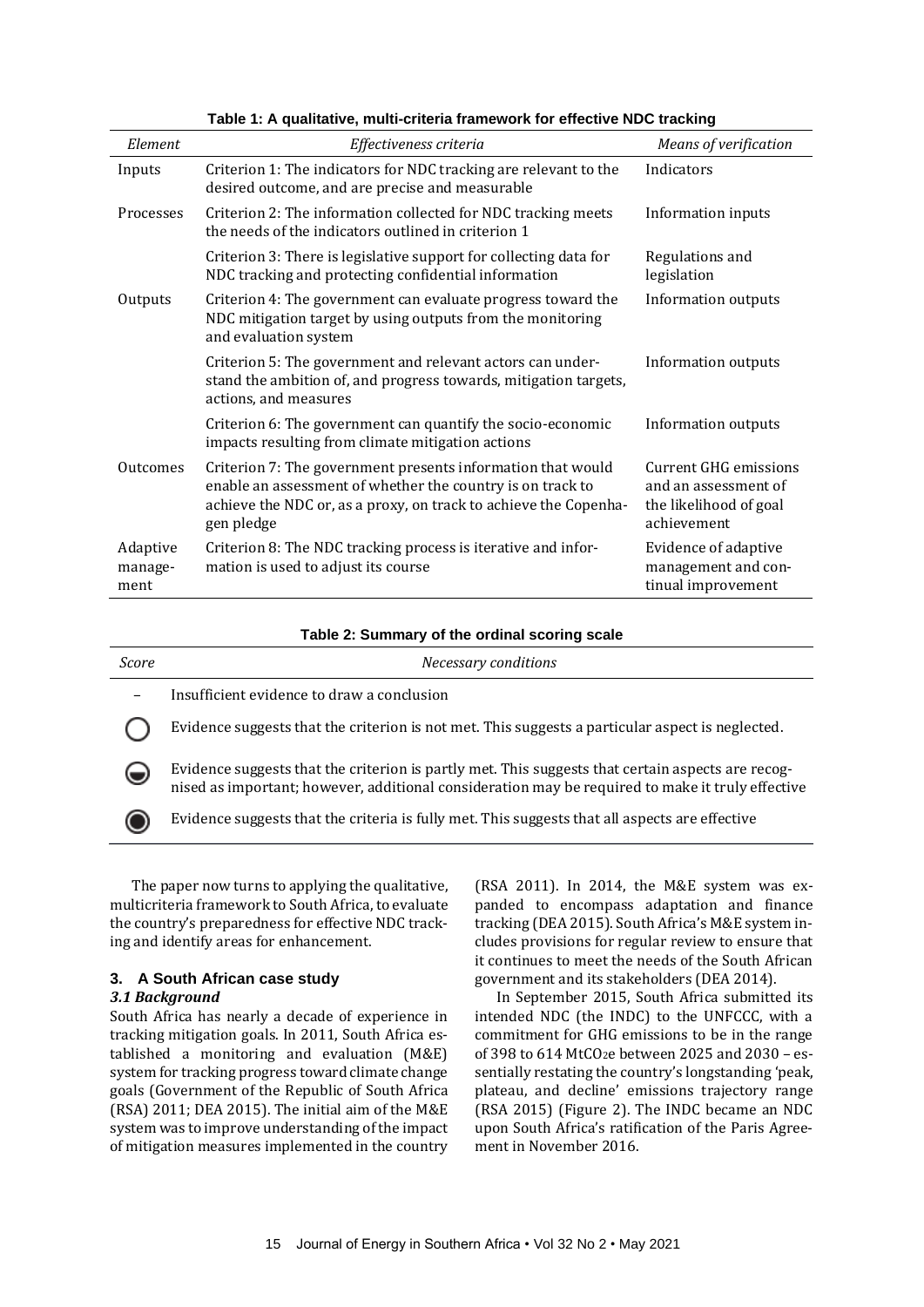**Table 1: A qualitative, multi-criteria framework for effective NDC tracking**

| *Element* | *Effectiveness criteria* | *Means of verification* |
|---|---|---|
| Inputs | Criterion 1: The indicators for NDC tracking are relevant to the desired outcome, and are precise and measurable | Indicators |
| Processes | Criterion 2: The information collected for NDC tracking meets the needs of the indicators outlined in criterion 1 | Information inputs |
| | Criterion 3: There is legislative support for collecting data for NDC tracking and protecting confidential information | Regulations and legislation |
| Outputs | Criterion 4: The government can evaluate progress toward the NDC mitigation target by using outputs from the monitoring and evaluation system | Information outputs |
| | Criterion 5: The government and relevant actors can understand the ambition of, and progress towards, mitigation targets, actions, and measures | Information outputs |
| | Criterion 6: The government can quantify the socio-economic impacts resulting from climate mitigation actions | Information outputs |
| Outcomes | Criterion 7: The government presents information that would enable an assessment of whether the country is on track to achieve the NDC or, as a proxy, on track to achieve the Copenhagen pledge | Current GHG emissions and an assessment of the likelihood of goal achievement |
| Adaptive management | Criterion 8: The NDC tracking process is iterative and information is used to adjust its course | Evidence of adaptive management and continual improvement |

**Table 2: Summary of the ordinal scoring scale**

| *Score* | *Necessary conditions* |
|---|---|
| – | Insufficient evidence to draw a conclusion |
| ○ | Evidence suggests that the criterion is not met. This suggests a particular aspect is neglected. |
| ◒ | Evidence suggests that the criterion is partly met. This suggests that certain aspects are recognised as important; however, additional consideration may be required to make it truly effective |
| ◉ | Evidence suggests that the criteria is fully met. This suggests that all aspects are effective |

The paper now turns to applying the qualitative, multicriteria framework to South Africa, to evaluate the country's preparedness for effective NDC tracking and identify areas for enhancement.

## 3. A South African case study

### *3.1 Background*

South Africa has nearly a decade of experience in tracking mitigation goals. In 2011, South Africa established a monitoring and evaluation (M&E) system for tracking progress toward climate change goals (Government of the Republic of South Africa (RSA) 2011; DEA 2015). The initial aim of the M&E system was to improve understanding of the impact of mitigation measures implemented in the country (RSA 2011). In 2014, the M&E system was expanded to encompass adaptation and finance tracking (DEA 2015). South Africa's M&E system includes provisions for regular review to ensure that it continues to meet the needs of the South African government and its stakeholders (DEA 2014).

In September 2015, South Africa submitted its intended NDC (the INDC) to the UNFCCC, with a commitment for GHG emissions to be in the range of 398 to 614 $MtCO_2e$ between 2025 and 2030 – essentially restating the country's longstanding 'peak, plateau, and decline' emissions trajectory range (RSA 2015) (Figure 2). The INDC became an NDC upon South Africa's ratification of the Paris Agreement in November 2016.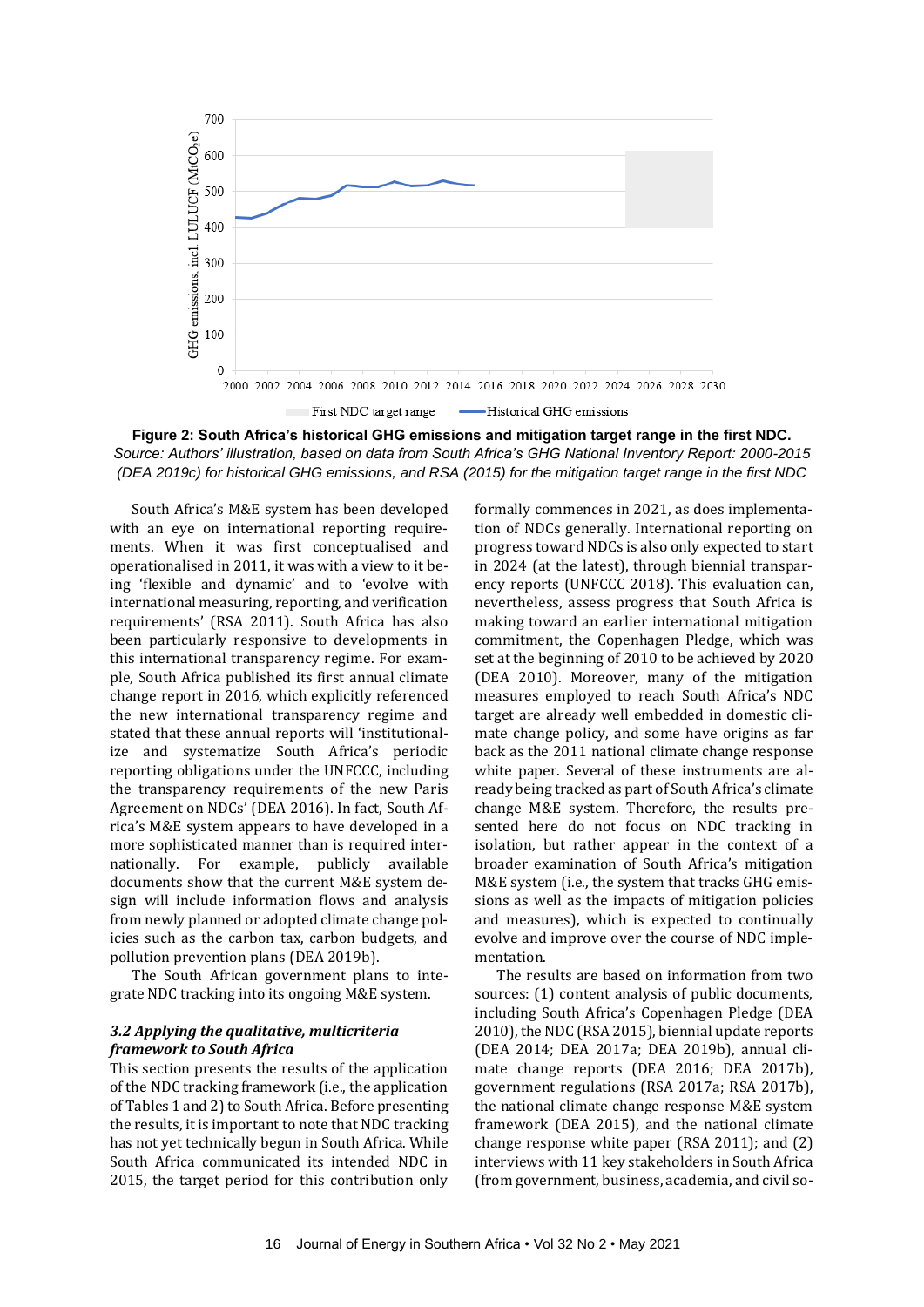**Figure 2: South Africa's historical GHG emissions and mitigation target range in the first NDC.**
*Source: Authors' illustration, based on data from South Africa's GHG National Inventory Report: 2000-2015 (DEA 2019c) for historical GHG emissions, and RSA (2015) for the mitigation target range in the first NDC*

South Africa's M&E system has been developed with an eye on international reporting requirements. When it was first conceptualised and operationalised in 2011, it was with a view to it being 'flexible and dynamic' and to 'evolve with international measuring, reporting, and verification requirements' (RSA 2011). South Africa has also been particularly responsive to developments in this international transparency regime. For example, South Africa published its first annual climate change report in 2016, which explicitly referenced the new international transparency regime and stated that these annual reports will 'institutionalize and systematize South Africa's periodic reporting obligations under the UNFCCC, including the transparency requirements of the new Paris Agreement on NDCs' (DEA 2016). In fact, South Africa's M&E system appears to have developed in a more sophisticated manner than is required internationally. For example, publicly available documents show that the current M&E system design will include information flows and analysis from newly planned or adopted climate change policies such as the carbon tax, carbon budgets, and pollution prevention plans (DEA 2019b).

The South African government plans to integrate NDC tracking into its ongoing M&E system.

### *3.2 Applying the qualitative, multicriteria framework to South Africa*

This section presents the results of the application of the NDC tracking framework (i.e., the application of Tables 1 and 2) to South Africa. Before presenting the results, it is important to note that NDC tracking has not yet technically begun in South Africa. While South Africa communicated its intended NDC in 2015, the target period for this contribution only formally commences in 2021, as does implementation of NDCs generally. International reporting on progress toward NDCs is also only expected to start in 2024 (at the latest), through biennial transparency reports (UNFCCC 2018). This evaluation can, nevertheless, assess progress that South Africa is making toward an earlier international mitigation commitment, the Copenhagen Pledge, which was set at the beginning of 2010 to be achieved by 2020 (DEA 2010). Moreover, many of the mitigation measures employed to reach South Africa's NDC target are already well embedded in domestic climate change policy, and some have origins as far back as the 2011 national climate change response white paper. Several of these instruments are already being tracked as part of South Africa's climate change M&E system. Therefore, the results presented here do not focus on NDC tracking in isolation, but rather appear in the context of a broader examination of South Africa's mitigation M&E system (i.e., the system that tracks GHG emissions as well as the impacts of mitigation policies and measures), which is expected to continually evolve and improve over the course of NDC implementation.

The results are based on information from two sources: (1) content analysis of public documents, including South Africa's Copenhagen Pledge (DEA 2010), the NDC (RSA 2015), biennial update reports (DEA 2014; DEA 2017a; DEA 2019b), annual climate change reports (DEA 2016; DEA 2017b), government regulations (RSA 2017a; RSA 2017b), the national climate change response M&E system framework (DEA 2015), and the national climate change response white paper (RSA 2011); and (2) interviews with 11 key stakeholders in South Africa (from government, business, academia, and civil so-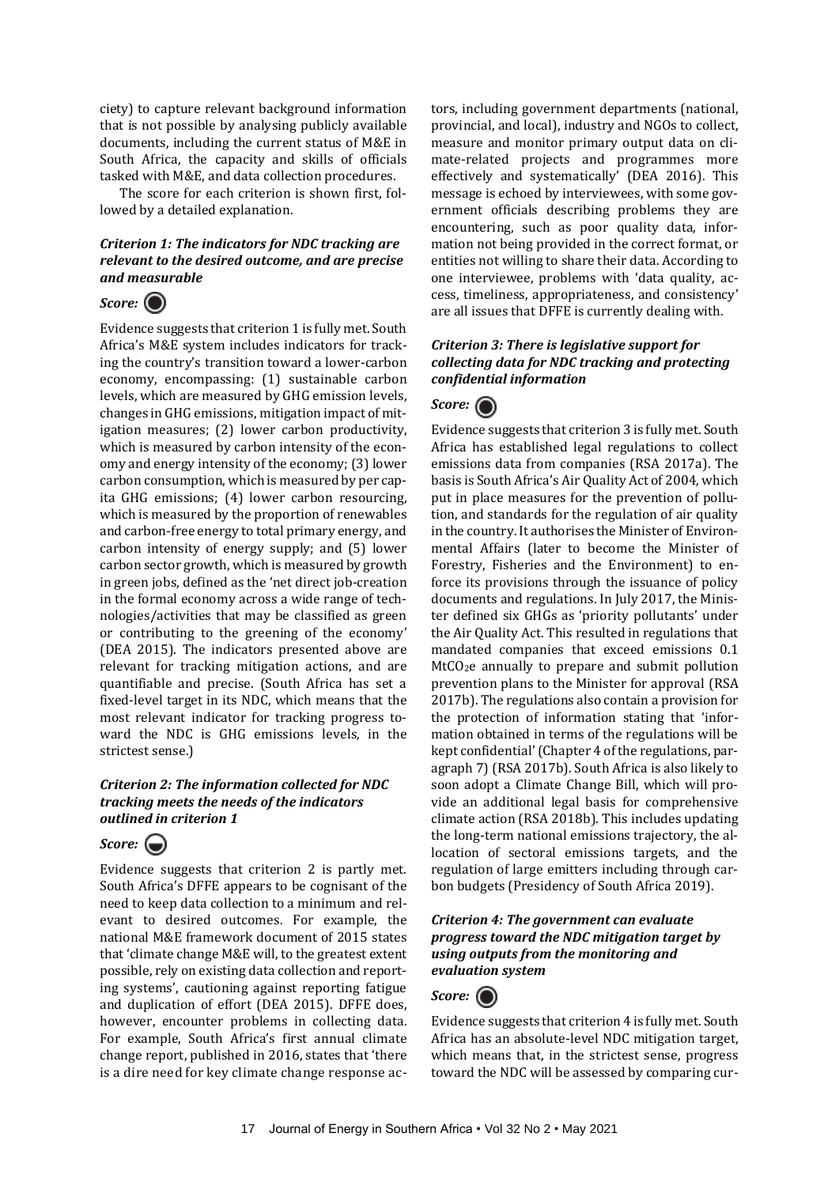ciety) to capture relevant background information that is not possible by analysing publicly available documents, including the current status of M&E in South Africa, the capacity and skills of officials tasked with M&E, and data collection procedures.

The score for each criterion is shown first, followed by a detailed explanation.

### *Criterion 1: The indicators for NDC tracking are relevant to the desired outcome, and are precise and measurable*

***Score:*** ●

Evidence suggests that criterion 1 is fully met. South Africa's M&E system includes indicators for tracking the country's transition toward a lower-carbon economy, encompassing: (1) sustainable carbon levels, which are measured by GHG emission levels, changes in GHG emissions, mitigation impact of mitigation measures; (2) lower carbon productivity, which is measured by carbon intensity of the economy and energy intensity of the economy; (3) lower carbon consumption, which is measured by per capita GHG emissions; (4) lower carbon resourcing, which is measured by the proportion of renewables and carbon-free energy to total primary energy, and carbon intensity of energy supply; and (5) lower carbon sector growth, which is measured by growth in green jobs, defined as the 'net direct job-creation in the formal economy across a wide range of technologies/activities that may be classified as green or contributing to the greening of the economy' (DEA 2015). The indicators presented above are relevant for tracking mitigation actions, and are quantifiable and precise. (South Africa has set a fixed-level target in its NDC, which means that the most relevant indicator for tracking progress toward the NDC is GHG emissions levels, in the strictest sense.)

### *Criterion 2: The information collected for NDC tracking meets the needs of the indicators outlined in criterion 1*

***Score:*** ◒

Evidence suggests that criterion 2 is partly met. South Africa's DFFE appears to be cognisant of the need to keep data collection to a minimum and relevant to desired outcomes. For example, the national M&E framework document of 2015 states that 'climate change M&E will, to the greatest extent possible, rely on existing data collection and reporting systems', cautioning against reporting fatigue and duplication of effort (DEA 2015). DFFE does, however, encounter problems in collecting data. For example, South Africa's first annual climate change report, published in 2016, states that 'there is a dire need for key climate change response actors, including government departments (national, provincial, and local), industry and NGOs to collect, measure and monitor primary output data on climate-related projects and programmes more effectively and systematically' (DEA 2016). This message is echoed by interviewees, with some government officials describing problems they are encountering, such as poor quality data, information not being provided in the correct format, or entities not willing to share their data. According to one interviewee, problems with 'data quality, access, timeliness, appropriateness, and consistency' are all issues that DFFE is currently dealing with.

### *Criterion 3: There is legislative support for collecting data for NDC tracking and protecting confidential information*

***Score:*** ●

Evidence suggests that criterion 3 is fully met. South Africa has established legal regulations to collect emissions data from companies (RSA 2017a). The basis is South Africa's Air Quality Act of 2004, which put in place measures for the prevention of pollution, and standards for the regulation of air quality in the country. It authorises the Minister of Environmental Affairs (later to become the Minister of Forestry, Fisheries and the Environment) to enforce its provisions through the issuance of policy documents and regulations. In July 2017, the Minister defined six GHGs as 'priority pollutants' under the Air Quality Act. This resulted in regulations that mandated companies that exceed emissions 0.1 $MtCO_2e$ annually to prepare and submit pollution prevention plans to the Minister for approval (RSA 2017b). The regulations also contain a provision for the protection of information stating that 'information obtained in terms of the regulations will be kept confidential' (Chapter 4 of the regulations, paragraph 7) (RSA 2017b). South Africa is also likely to soon adopt a Climate Change Bill, which will provide an additional legal basis for comprehensive climate action (RSA 2018b). This includes updating the long-term national emissions trajectory, the allocation of sectoral emissions targets, and the regulation of large emitters including through carbon budgets (Presidency of South Africa 2019).

### *Criterion 4: The government can evaluate progress toward the NDC mitigation target by using outputs from the monitoring and evaluation system*

***Score:*** ●

Evidence suggests that criterion 4 is fully met. South Africa has an absolute-level NDC mitigation target, which means that, in the strictest sense, progress toward the NDC will be assessed by comparing cur-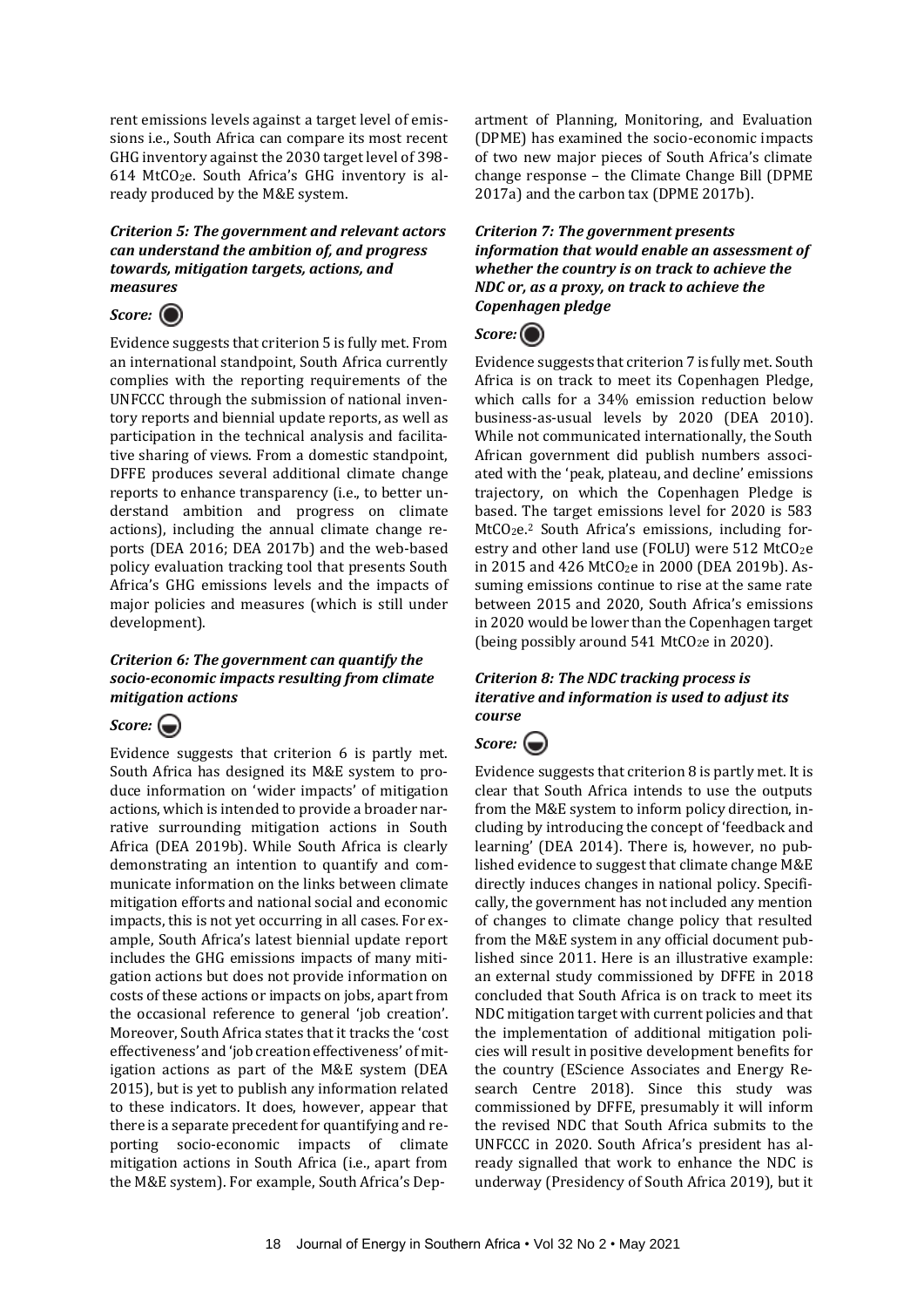rent emissions levels against a target level of emissions i.e., South Africa can compare its most recent GHG inventory against the 2030 target level of 398-614 $MtCO_2e$. South Africa's GHG inventory is already produced by the M&E system.

***Criterion 5: The government and relevant actors can understand the ambition of, and progress towards, mitigation targets, actions, and measures***

***Score:*** ●

Evidence suggests that criterion 5 is fully met. From an international standpoint, South Africa currently complies with the reporting requirements of the UNFCCC through the submission of national inventory reports and biennial update reports, as well as participation in the technical analysis and facilitative sharing of views. From a domestic standpoint, DFFE produces several additional climate change reports to enhance transparency (i.e., to better understand ambition and progress on climate actions), including the annual climate change reports (DEA 2016; DEA 2017b) and the web-based policy evaluation tracking tool that presents South Africa's GHG emissions levels and the impacts of major policies and measures (which is still under development).

***Criterion 6: The government can quantify the socio-economic impacts resulting from climate mitigation actions***

***Score:*** ◒

Evidence suggests that criterion 6 is partly met. South Africa has designed its M&E system to produce information on 'wider impacts' of mitigation actions, which is intended to provide a broader narrative surrounding mitigation actions in South Africa (DEA 2019b). While South Africa is clearly demonstrating an intention to quantify and communicate information on the links between climate mitigation efforts and national social and economic impacts, this is not yet occurring in all cases. For example, South Africa's latest biennial update report includes the GHG emissions impacts of many mitigation actions but does not provide information on costs of these actions or impacts on jobs, apart from the occasional reference to general 'job creation'. Moreover, South Africa states that it tracks the 'cost effectiveness' and 'job creation effectiveness' of mitigation actions as part of the M&E system (DEA 2015), but is yet to publish any information related to these indicators. It does, however, appear that there is a separate precedent for quantifying and reporting socio-economic impacts of climate mitigation actions in South Africa (i.e., apart from the M&E system). For example, South Africa's Department of Planning, Monitoring, and Evaluation (DPME) has examined the socio-economic impacts of two new major pieces of South Africa's climate change response – the Climate Change Bill (DPME 2017a) and the carbon tax (DPME 2017b).

***Criterion 7: The government presents information that would enable an assessment of whether the country is on track to achieve the NDC or, as a proxy, on track to achieve the Copenhagen pledge***

***Score:*** ●

Evidence suggests that criterion 7 is fully met. South Africa is on track to meet its Copenhagen Pledge, which calls for a 34% emission reduction below business-as-usual levels by 2020 (DEA 2010). While not communicated internationally, the South African government did publish numbers associated with the 'peak, plateau, and decline' emissions trajectory, on which the Copenhagen Pledge is based. The target emissions level for 2020 is 583 $MtCO_2e$.[2] South Africa's emissions, including forestry and other land use (FOLU) were 512 $MtCO_2e$ in 2015 and 426 $MtCO_2e$ in 2000 (DEA 2019b). Assuming emissions continue to rise at the same rate between 2015 and 2020, South Africa's emissions in 2020 would be lower than the Copenhagen target (being possibly around 541 $MtCO_2e$ in 2020).

***Criterion 8: The NDC tracking process is iterative and information is used to adjust its course***

***Score:*** ◒

Evidence suggests that criterion 8 is partly met. It is clear that South Africa intends to use the outputs from the M&E system to inform policy direction, including by introducing the concept of 'feedback and learning' (DEA 2014). There is, however, no published evidence to suggest that climate change M&E directly induces changes in national policy. Specifically, the government has not included any mention of changes to climate change policy that resulted from the M&E system in any official document published since 2011. Here is an illustrative example: an external study commissioned by DFFE in 2018 concluded that South Africa is on track to meet its NDC mitigation target with current policies and that the implementation of additional mitigation policies will result in positive development benefits for the country (EScience Associates and Energy Research Centre 2018). Since this study was commissioned by DFFE, presumably it will inform the revised NDC that South Africa submits to the UNFCCC in 2020. South Africa's president has already signalled that work to enhance the NDC is underway (Presidency of South Africa 2019), but it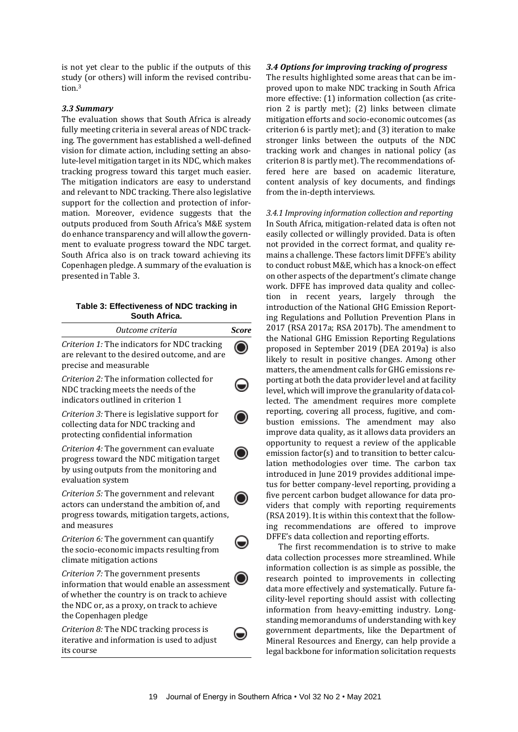is not yet clear to the public if the outputs of this study (or others) will inform the revised contribution.[3]

### *3.3 Summary*

The evaluation shows that South Africa is already fully meeting criteria in several areas of NDC tracking. The government has established a well-defined vision for climate action, including setting an absolute-level mitigation target in its NDC, which makes tracking progress toward this target much easier. The mitigation indicators are easy to understand and relevant to NDC tracking. There also legislative support for the collection and protection of information. Moreover, evidence suggests that the outputs produced from South Africa's M&E system do enhance transparency and will allow the government to evaluate progress toward the NDC target. South Africa also is on track toward achieving its Copenhagen pledge. A summary of the evaluation is presented in Table 3.

**Table 3: Effectiveness of NDC tracking in South Africa.**

| *Outcome criteria* | *Score* |
|---|---|
| *Criterion 1:* The indicators for NDC tracking are relevant to the desired outcome, and are precise and measurable | ● |
| *Criterion 2:* The information collected for NDC tracking meets the needs of the indicators outlined in criterion 1 | ◒ |
| *Criterion 3:* There is legislative support for collecting data for NDC tracking and protecting confidential information | ● |
| *Criterion 4:* The government can evaluate progress toward the NDC mitigation target by using outputs from the monitoring and evaluation system | ● |
| *Criterion 5:* The government and relevant actors can understand the ambition of, and progress towards, mitigation targets, actions, and measures | ● |
| *Criterion 6:* The government can quantify the socio-economic impacts resulting from climate mitigation actions | ◒ |
| *Criterion 7:* The government presents information that would enable an assessment of whether the country is on track to achieve the NDC or, as a proxy, on track to achieve the Copenhagen pledge | ● |
| *Criterion 8:* The NDC tracking process is iterative and information is used to adjust its course | ◒ |

### *3.4 Options for improving tracking of progress*

The results highlighted some areas that can be improved upon to make NDC tracking in South Africa more effective: (1) information collection (as criterion 2 is partly met); (2) links between climate mitigation efforts and socio-economic outcomes (as criterion 6 is partly met); and (3) iteration to make stronger links between the outputs of the NDC tracking work and changes in national policy (as criterion 8 is partly met). The recommendations offered here are based on academic literature, content analysis of key documents, and findings from the in-depth interviews.

#### *3.4.1 Improving information collection and reporting*

In South Africa, mitigation-related data is often not easily collected or willingly provided. Data is often not provided in the correct format, and quality remains a challenge. These factors limit DFFE's ability to conduct robust M&E, which has a knock-on effect on other aspects of the department's climate change work. DFFE has improved data quality and collection in recent years, largely through the introduction of the National GHG Emission Reporting Regulations and Pollution Prevention Plans in 2017 (RSA 2017a; RSA 2017b). The amendment to the National GHG Emission Reporting Regulations proposed in September 2019 (DEA 2019a) is also likely to result in positive changes. Among other matters, the amendment calls for GHG emissions reporting at both the data provider level and at facility level, which will improve the granularity of data collected. The amendment requires more complete reporting, covering all process, fugitive, and combustion emissions. The amendment may also improve data quality, as it allows data providers an opportunity to request a review of the applicable emission factor(s) and to transition to better calculation methodologies over time. The carbon tax introduced in June 2019 provides additional impetus for better company-level reporting, providing a five percent carbon budget allowance for data providers that comply with reporting requirements (RSA 2019). It is within this context that the following recommendations are offered to improve DFFE's data collection and reporting efforts.

The first recommendation is to strive to make data collection processes more streamlined. While information collection is as simple as possible, the research pointed to improvements in collecting data more effectively and systematically. Future facility-level reporting should assist with collecting information from heavy-emitting industry. Long-standing memorandums of understanding with key government departments, like the Department of Mineral Resources and Energy, can help provide a legal backbone for information solicitation requests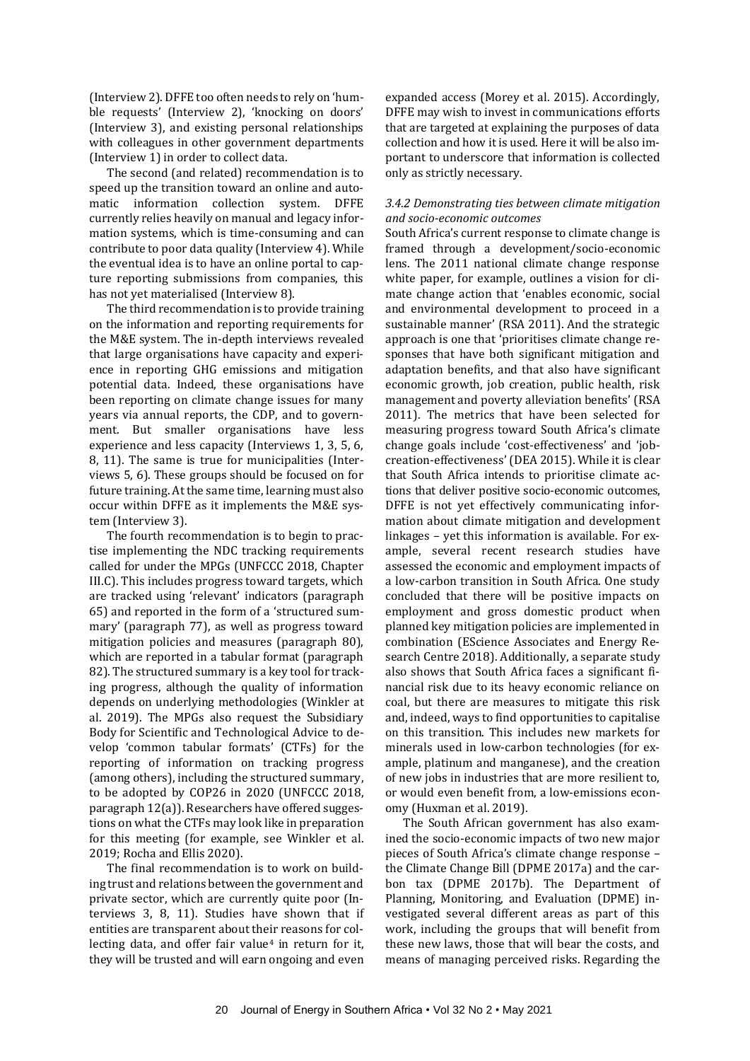(Interview 2). DFFE too often needs to rely on 'humble requests' (Interview 2), 'knocking on doors' (Interview 3), and existing personal relationships with colleagues in other government departments (Interview 1) in order to collect data.

The second (and related) recommendation is to speed up the transition toward an online and automatic information collection system. DFFE currently relies heavily on manual and legacy information systems, which is time-consuming and can contribute to poor data quality (Interview 4). While the eventual idea is to have an online portal to capture reporting submissions from companies, this has not yet materialised (Interview 8).

The third recommendation is to provide training on the information and reporting requirements for the M&E system. The in-depth interviews revealed that large organisations have capacity and experience in reporting GHG emissions and mitigation potential data. Indeed, these organisations have been reporting on climate change issues for many years via annual reports, the CDP, and to government. But smaller organisations have less experience and less capacity (Interviews 1, 3, 5, 6, 8, 11). The same is true for municipalities (Interviews 5, 6). These groups should be focused on for future training. At the same time, learning must also occur within DFFE as it implements the M&E system (Interview 3).

The fourth recommendation is to begin to practise implementing the NDC tracking requirements called for under the MPGs (UNFCCC 2018, Chapter III.C). This includes progress toward targets, which are tracked using 'relevant' indicators (paragraph 65) and reported in the form of a 'structured summary' (paragraph 77), as well as progress toward mitigation policies and measures (paragraph 80), which are reported in a tabular format (paragraph 82). The structured summary is a key tool for tracking progress, although the quality of information depends on underlying methodologies (Winkler at al. 2019). The MPGs also request the Subsidiary Body for Scientific and Technological Advice to develop 'common tabular formats' (CTFs) for the reporting of information on tracking progress (among others), including the structured summary, to be adopted by COP26 in 2020 (UNFCCC 2018, paragraph 12(a)). Researchers have offered suggestions on what the CTFs may look like in preparation for this meeting (for example, see Winkler et al. 2019; Rocha and Ellis 2020).

The final recommendation is to work on building trust and relations between the government and private sector, which are currently quite poor (Interviews 3, 8, 11). Studies have shown that if entities are transparent about their reasons for collecting data, and offer fair value[4] in return for it, they will be trusted and will earn ongoing and even expanded access (Morey et al. 2015). Accordingly, DFFE may wish to invest in communications efforts that are targeted at explaining the purposes of data collection and how it is used. Here it will be also important to underscore that information is collected only as strictly necessary.

#### *3.4.2 Demonstrating ties between climate mitigation and socio-economic outcomes*

South Africa's current response to climate change is framed through a development/socio-economic lens. The 2011 national climate change response white paper, for example, outlines a vision for climate change action that 'enables economic, social and environmental development to proceed in a sustainable manner' (RSA 2011). And the strategic approach is one that 'prioritises climate change responses that have both significant mitigation and adaptation benefits, and that also have significant economic growth, job creation, public health, risk management and poverty alleviation benefits' (RSA 2011). The metrics that have been selected for measuring progress toward South Africa's climate change goals include 'cost-effectiveness' and 'job-creation-effectiveness' (DEA 2015). While it is clear that South Africa intends to prioritise climate actions that deliver positive socio-economic outcomes, DFFE is not yet effectively communicating information about climate mitigation and development linkages – yet this information is available. For example, several recent research studies have assessed the economic and employment impacts of a low-carbon transition in South Africa. One study concluded that there will be positive impacts on employment and gross domestic product when planned key mitigation policies are implemented in combination (EScience Associates and Energy Research Centre 2018). Additionally, a separate study also shows that South Africa faces a significant financial risk due to its heavy economic reliance on coal, but there are measures to mitigate this risk and, indeed, ways to find opportunities to capitalise on this transition. This includes new markets for minerals used in low-carbon technologies (for example, platinum and manganese), and the creation of new jobs in industries that are more resilient to, or would even benefit from, a low-emissions economy (Huxman et al. 2019).

The South African government has also examined the socio-economic impacts of two new major pieces of South Africa's climate change response – the Climate Change Bill (DPME 2017a) and the carbon tax (DPME 2017b). The Department of Planning, Monitoring, and Evaluation (DPME) investigated several different areas as part of this work, including the groups that will benefit from these new laws, those that will bear the costs, and means of managing perceived risks. Regarding the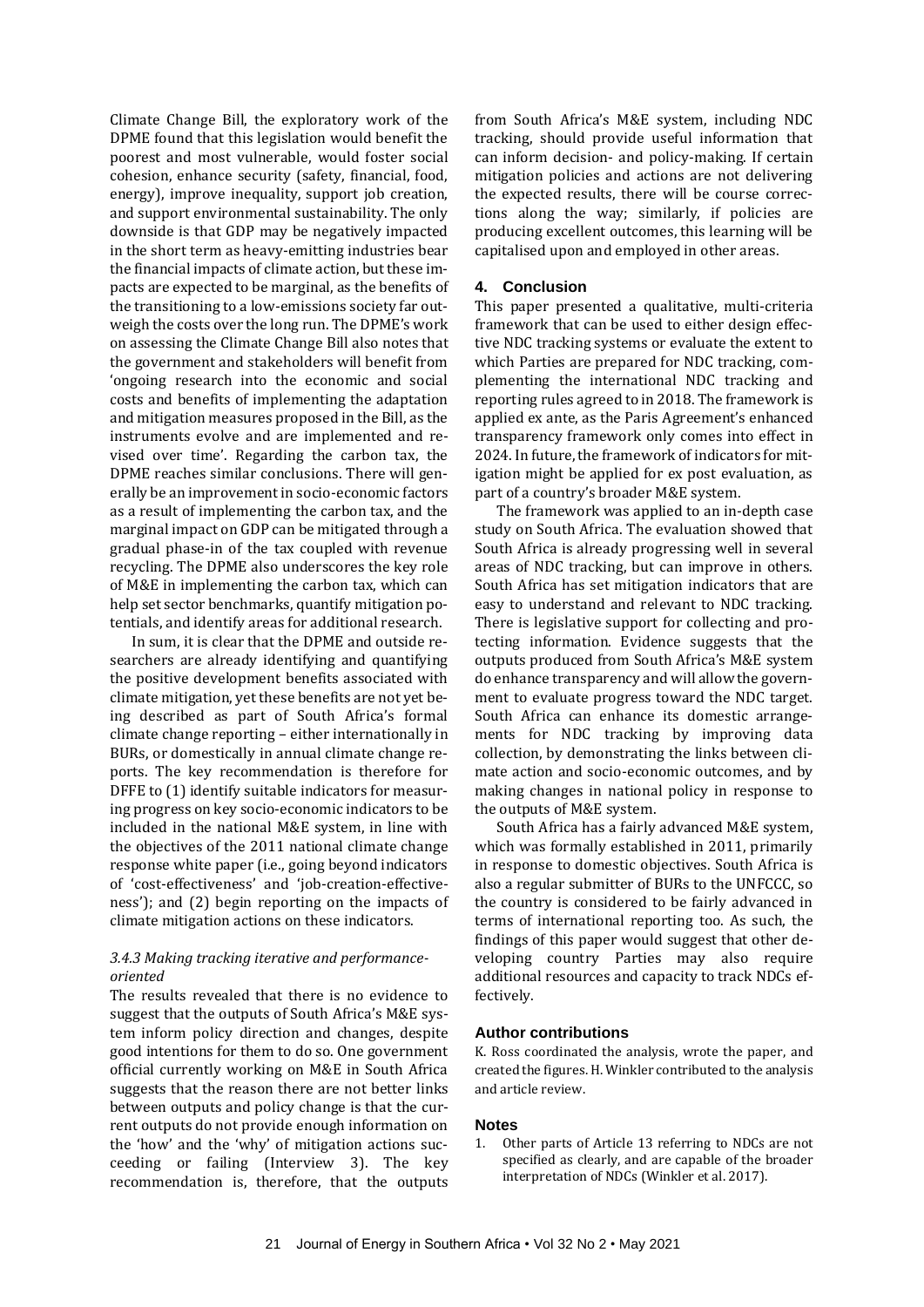Climate Change Bill, the exploratory work of the DPME found that this legislation would benefit the poorest and most vulnerable, would foster social cohesion, enhance security (safety, financial, food, energy), improve inequality, support job creation, and support environmental sustainability. The only downside is that GDP may be negatively impacted in the short term as heavy-emitting industries bear the financial impacts of climate action, but these impacts are expected to be marginal, as the benefits of the transitioning to a low-emissions society far outweigh the costs over the long run. The DPME's work on assessing the Climate Change Bill also notes that the government and stakeholders will benefit from 'ongoing research into the economic and social costs and benefits of implementing the adaptation and mitigation measures proposed in the Bill, as the instruments evolve and are implemented and revised over time'. Regarding the carbon tax, the DPME reaches similar conclusions. There will generally be an improvement in socio-economic factors as a result of implementing the carbon tax, and the marginal impact on GDP can be mitigated through a gradual phase-in of the tax coupled with revenue recycling. The DPME also underscores the key role of M&E in implementing the carbon tax, which can help set sector benchmarks, quantify mitigation potentials, and identify areas for additional research.

In sum, it is clear that the DPME and outside researchers are already identifying and quantifying the positive development benefits associated with climate mitigation, yet these benefits are not yet being described as part of South Africa's formal climate change reporting – either internationally in BURs, or domestically in annual climate change reports. The key recommendation is therefore for DFFE to (1) identify suitable indicators for measuring progress on key socio-economic indicators to be included in the national M&E system, in line with the objectives of the 2011 national climate change response white paper (i.e., going beyond indicators of 'cost-effectiveness' and 'job-creation-effectiveness'); and (2) begin reporting on the impacts of climate mitigation actions on these indicators.

#### *3.4.3 Making tracking iterative and performance-oriented*

The results revealed that there is no evidence to suggest that the outputs of South Africa's M&E system inform policy direction and changes, despite good intentions for them to do so. One government official currently working on M&E in South Africa suggests that the reason there are not better links between outputs and policy change is that the current outputs do not provide enough information on the 'how' and the 'why' of mitigation actions succeeding or failing (Interview 3). The key recommendation is, therefore, that the outputs from South Africa's M&E system, including NDC tracking, should provide useful information that can inform decision- and policy-making. If certain mitigation policies and actions are not delivering the expected results, there will be course corrections along the way; similarly, if policies are producing excellent outcomes, this learning will be capitalised upon and employed in other areas.

## 4. Conclusion

This paper presented a qualitative, multi-criteria framework that can be used to either design effective NDC tracking systems or evaluate the extent to which Parties are prepared for NDC tracking, complementing the international NDC tracking and reporting rules agreed to in 2018. The framework is applied ex ante, as the Paris Agreement's enhanced transparency framework only comes into effect in 2024. In future, the framework of indicators for mitigation might be applied for ex post evaluation, as part of a country's broader M&E system.

The framework was applied to an in-depth case study on South Africa. The evaluation showed that South Africa is already progressing well in several areas of NDC tracking, but can improve in others. South Africa has set mitigation indicators that are easy to understand and relevant to NDC tracking. There is legislative support for collecting and protecting information. Evidence suggests that the outputs produced from South Africa's M&E system do enhance transparency and will allow the government to evaluate progress toward the NDC target. South Africa can enhance its domestic arrangements for NDC tracking by improving data collection, by demonstrating the links between climate action and socio-economic outcomes, and by making changes in national policy in response to the outputs of M&E system.

South Africa has a fairly advanced M&E system, which was formally established in 2011, primarily in response to domestic objectives. South Africa is also a regular submitter of BURs to the UNFCCC, so the country is considered to be fairly advanced in terms of international reporting too. As such, the findings of this paper would suggest that other developing country Parties may also require additional resources and capacity to track NDCs effectively.

### Author contributions

K. Ross coordinated the analysis, wrote the paper, and created the figures. H. Winkler contributed to the analysis and article review.

### Notes

1. Other parts of Article 13 referring to NDCs are not specified as clearly, and are capable of the broader interpretation of NDCs (Winkler et al. 2017).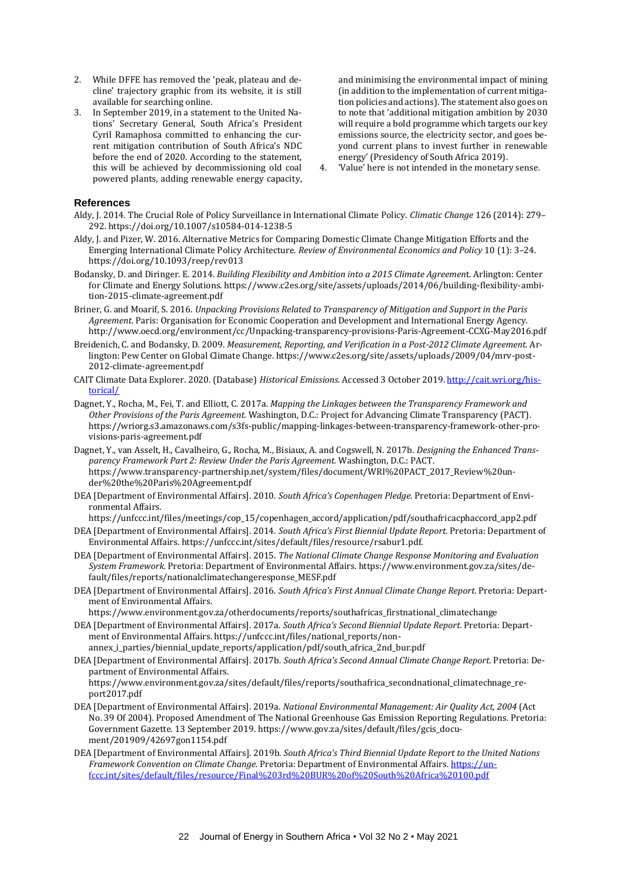2. While DFFE has removed the 'peak, plateau and decline' trajectory graphic from its website, it is still available for searching online.
3. In September 2019, in a statement to the United Nations' Secretary General, South Africa's President Cyril Ramaphosa committed to enhancing the current mitigation contribution of South Africa's NDC before the end of 2020. According to the statement, this will be achieved by decommissioning old coal powered plants, adding renewable energy capacity, and minimising the environmental impact of mining (in addition to the implementation of current mitigation policies and actions). The statement also goes on to note that 'additional mitigation ambition by 2030 will require a bold programme which targets our key emissions source, the electricity sector, and goes beyond current plans to invest further in renewable energy' (Presidency of South Africa 2019).
4. 'Value' here is not intended in the monetary sense.

## References

Aldy, J. 2014. The Crucial Role of Policy Surveillance in International Climate Policy. *Climatic Change* 126 (2014): 279–292. https://doi.org/10.1007/s10584-014-1238-5

Aldy, J. and Pizer, W. 2016. Alternative Metrics for Comparing Domestic Climate Change Mitigation Efforts and the Emerging International Climate Policy Architecture. *Review of Environmental Economics and Policy* 10 (1): 3–24. https://doi.org/10.1093/reep/rev013

Bodansky, D. and Diringer. E. 2014. *Building Flexibility and Ambition into a 2015 Climate Agreemen*t. Arlington: Center for Climate and Energy Solutions. https://www.c2es.org/site/assets/uploads/2014/06/building-flexibility-ambition-2015-climate-agreement.pdf

Briner, G. and Moarif, S. 2016. *Unpacking Provisions Related to Transparency of Mitigation and Support in the Paris Agreement.* Paris: Organisation for Economic Cooperation and Development and International Energy Agency. http://www.oecd.org/environment/cc/Unpacking-transparency-provisions-Paris-Agreement-CCXG-May2016.pdf

Breidenich, C. and Bodansky, D. 2009. *Measurement, Reporting, and Verification in a Post-2012 Climate Agreement.* Arlington: Pew Center on Global Climate Change. https://www.c2es.org/site/assets/uploads/2009/04/mrv-post-2012-climate-agreement.pdf

CAIT Climate Data Explorer. 2020. (Database) *Historical Emissions.* Accessed 3 October 2019. http://cait.wri.org/historical/

Dagnet, Y., Rocha, M., Fei, T. and Elliott, C. 2017a. *Mapping the Linkages between the Transparency Framework and Other Provisions of the Paris Agreement.* Washington, D.C.: Project for Advancing Climate Transparency (PACT). https://wriorg.s3.amazonaws.com/s3fs-public/mapping-linkages-between-transparency-framework-other-provisions-paris-agreement.pdf

Dagnet, Y., van Asselt, H., Cavalheiro, G., Rocha, M., Bisiaux, A. and Cogswell, N. 2017b. *Designing the Enhanced Transparency Framework Part 2: Review Under the Paris Agreement.* Washington, D.C.: PACT. https://www.transparency-partnership.net/system/files/document/WRI%20PACT_2017_Review%20under%20the%20Paris%20Agreement.pdf

DEA [Department of Environmental Affairs]. 2010. *South Africa's Copenhagen Pledge.* Pretoria: Department of Environmental Affairs. https://unfccc.int/files/meetings/cop_15/copenhagen_accord/application/pdf/southafricacphaccord_app2.pdf

DEA [Department of Environmental Affairs]. 2014. *South Africa's First Biennial Update Report.* Pretoria: Department of Environmental Affairs. https://unfccc.int/sites/default/files/resource/rsabur1.pdf.

DEA [Department of Environmental Affairs]. 2015. *The National Climate Change Response Monitoring and Evaluation System Framework.* Pretoria: Department of Environmental Affairs. https://www.environment.gov.za/sites/default/files/reports/nationalclimatechangeresponse_MESF.pdf

DEA [Department of Environmental Affairs]. 2016. *South Africa's First Annual Climate Change Report.* Pretoria: Department of Environmental Affairs. https://www.environment.gov.za/otherdocuments/reports/southafricas_firstnational_climatechange

DEA [Department of Environmental Affairs]. 2017a. *South Africa's Second Biennial Update Report.* Pretoria: Department of Environmental Affairs. https://unfccc.int/files/national_reports/non-annex_i_parties/biennial_update_reports/application/pdf/south_africa_2nd_bur.pdf

DEA [Department of Environmental Affairs]. 2017b. *South Africa's Second Annual Climate Change Report.* Pretoria: Department of Environmental Affairs. https://www.environment.gov.za/sites/default/files/reports/southafrica_secondnational_climatechnage_report2017.pdf

DEA [Department of Environmental Affairs]. 2019a. *National Environmental Management: Air Quality Act, 2004* (Act No. 39 Of 2004). Proposed Amendment of The National Greenhouse Gas Emission Reporting Regulations. Pretoria: Government Gazette. 13 September 2019. https://www.gov.za/sites/default/files/gcis_document/201909/42697gon1154.pdf

DEA [Department of Environmental Affairs]. 2019b. *South Africa's Third Biennial Update Report to the United Nations Framework Convention on Climate Change*. Pretoria: Department of Environmental Affairs. https://unfccc.int/sites/default/files/resource/Final%203rd%20BUR%20of%20South%20Africa%20100.pdf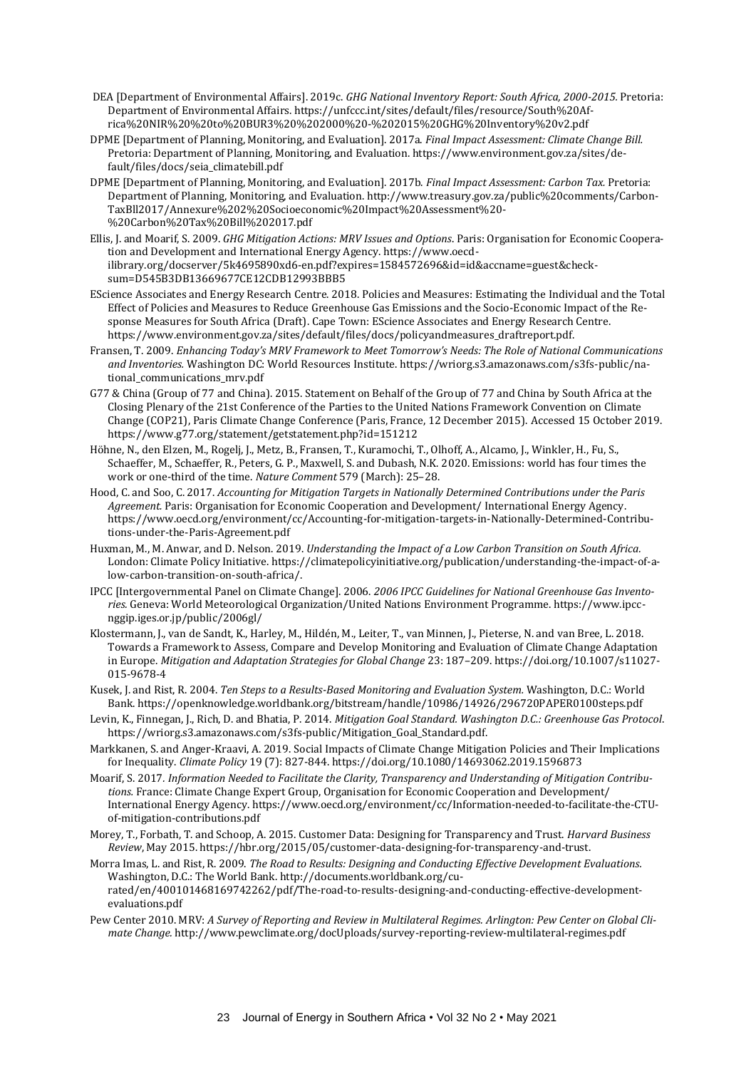DEA [Department of Environmental Affairs]. 2019c. *GHG National Inventory Report: South Africa, 2000-2015.* Pretoria: Department of Environmental Affairs. https://unfccc.int/sites/default/files/resource/South%20Africa%20NIR%20%20to%20BUR3%20%202000%20-%202015%20GHG%20Inventory%20v2.pdf

DPME [Department of Planning, Monitoring, and Evaluation]. 2017a. *Final Impact Assessment: Climate Change Bill.* Pretoria: Department of Planning, Monitoring, and Evaluation. https://www.environment.gov.za/sites/default/files/docs/seia_climatebill.pdf

DPME [Department of Planning, Monitoring, and Evaluation]. 2017b. *Final Impact Assessment: Carbon Tax.* Pretoria: Department of Planning, Monitoring, and Evaluation. http://www.treasury.gov.za/public%20comments/CarbonTaxBll2017/Annexure%202%20Socioeconomic%20Impact%20Assessment%20-%20Carbon%20Tax%20Bill%202017.pdf

Ellis, J. and Moarif, S. 2009. *GHG Mitigation Actions: MRV Issues and Options*. Paris: Organisation for Economic Cooperation and Development and International Energy Agency. https://www.oecd-ilibrary.org/docserver/5k4695890xd6-en.pdf?expires=1584572696&id=id&accname=guest&checksum=D545B3DB13669677CE12CDB12993BBB5

EScience Associates and Energy Research Centre. 2018. Policies and Measures: Estimating the Individual and the Total Effect of Policies and Measures to Reduce Greenhouse Gas Emissions and the Socio-Economic Impact of the Response Measures for South Africa (Draft). Cape Town: EScience Associates and Energy Research Centre. https://www.environment.gov.za/sites/default/files/docs/policyandmeasures_draftreport.pdf.

Fransen, T. 2009. *Enhancing Today's MRV Framework to Meet Tomorrow's Needs: The Role of National Communications and Inventories.* Washington DC: World Resources Institute. https://wriorg.s3.amazonaws.com/s3fs-public/national_communications_mrv.pdf

G77 & China (Group of 77 and China). 2015. Statement on Behalf of the Group of 77 and China by South Africa at the Closing Plenary of the 21st Conference of the Parties to the United Nations Framework Convention on Climate Change (COP21), Paris Climate Change Conference (Paris, France, 12 December 2015). Accessed 15 October 2019. https://www.g77.org/statement/getstatement.php?id=151212

Höhne, N., den Elzen, M., Rogelj, J., Metz, B., Fransen, T., Kuramochi, T., Olhoff, A., Alcamo, J., Winkler, H., Fu, S., Schaeffer, M., Schaeffer, R., Peters, G. P., Maxwell, S. and Dubash, N.K. 2020. Emissions: world has four times the work or one-third of the time. *Nature Comment* 579 (March): 25–28.

Hood, C. and Soo, C. 2017. *Accounting for Mitigation Targets in Nationally Determined Contributions under the Paris Agreement.* Paris: Organisation for Economic Cooperation and Development/ International Energy Agency. https://www.oecd.org/environment/cc/Accounting-for-mitigation-targets-in-Nationally-Determined-Contributions-under-the-Paris-Agreement.pdf

Huxman, M., M. Anwar, and D. Nelson. 2019. *Understanding the Impact of a Low Carbon Transition on South Africa.* London: Climate Policy Initiative. https://climatepolicyinitiative.org/publication/understanding-the-impact-of-a-low-carbon-transition-on-south-africa/.

IPCC [Intergovernmental Panel on Climate Change]. 2006. *2006 IPCC Guidelines for National Greenhouse Gas Inventories.* Geneva: World Meteorological Organization/United Nations Environment Programme. https://www.ipcc-nggip.iges.or.jp/public/2006gl/

Klostermann, J., van de Sandt, K., Harley, M., Hildén, M., Leiter, T., van Minnen, J., Pieterse, N. and van Bree, L. 2018. Towards a Framework to Assess, Compare and Develop Monitoring and Evaluation of Climate Change Adaptation in Europe. *Mitigation and Adaptation Strategies for Global Change* 23: 187–209. https://doi.org/10.1007/s11027-015-9678-4

Kusek, J. and Rist, R. 2004. *Ten Steps to a Results-Based Monitoring and Evaluation System.* Washington, D.C.: World Bank. https://openknowledge.worldbank.org/bitstream/handle/10986/14926/296720PAPER0100steps.pdf

Levin, K., Finnegan, J., Rich, D. and Bhatia, P. 2014. *Mitigation Goal Standard. Washington D.C.: Greenhouse Gas Protocol*. https://wriorg.s3.amazonaws.com/s3fs-public/Mitigation_Goal_Standard.pdf.

Markkanen, S. and Anger-Kraavi, A. 2019. Social Impacts of Climate Change Mitigation Policies and Their Implications for Inequality. *Climate Policy* 19 (7): 827-844. https://doi.org/10.1080/14693062.2019.1596873

Moarif, S. 2017. *Information Needed to Facilitate the Clarity, Transparency and Understanding of Mitigation Contributions.* France: Climate Change Expert Group, Organisation for Economic Cooperation and Development/ International Energy Agency. https://www.oecd.org/environment/cc/Information-needed-to-facilitate-the-CTU-of-mitigation-contributions.pdf

Morey, T., Forbath, T. and Schoop, A. 2015. Customer Data: Designing for Transparency and Trust. *Harvard Business Review*, May 2015. https://hbr.org/2015/05/customer-data-designing-for-transparency-and-trust.

Morra Imas, L. and Rist, R. 2009. *The Road to Results: Designing and Conducting Effective Development Evaluations.* Washington, D.C.: The World Bank. http://documents.worldbank.org/curated/en/400101468169742262/pdf/The-road-to-results-designing-and-conducting-effective-development-evaluations.pdf

Pew Center 2010. MRV: *A Survey of Reporting and Review in Multilateral Regimes. Arlington: Pew Center on Global Climate Change.* http://www.pewclimate.org/docUploads/survey-reporting-review-multilateral-regimes.pdf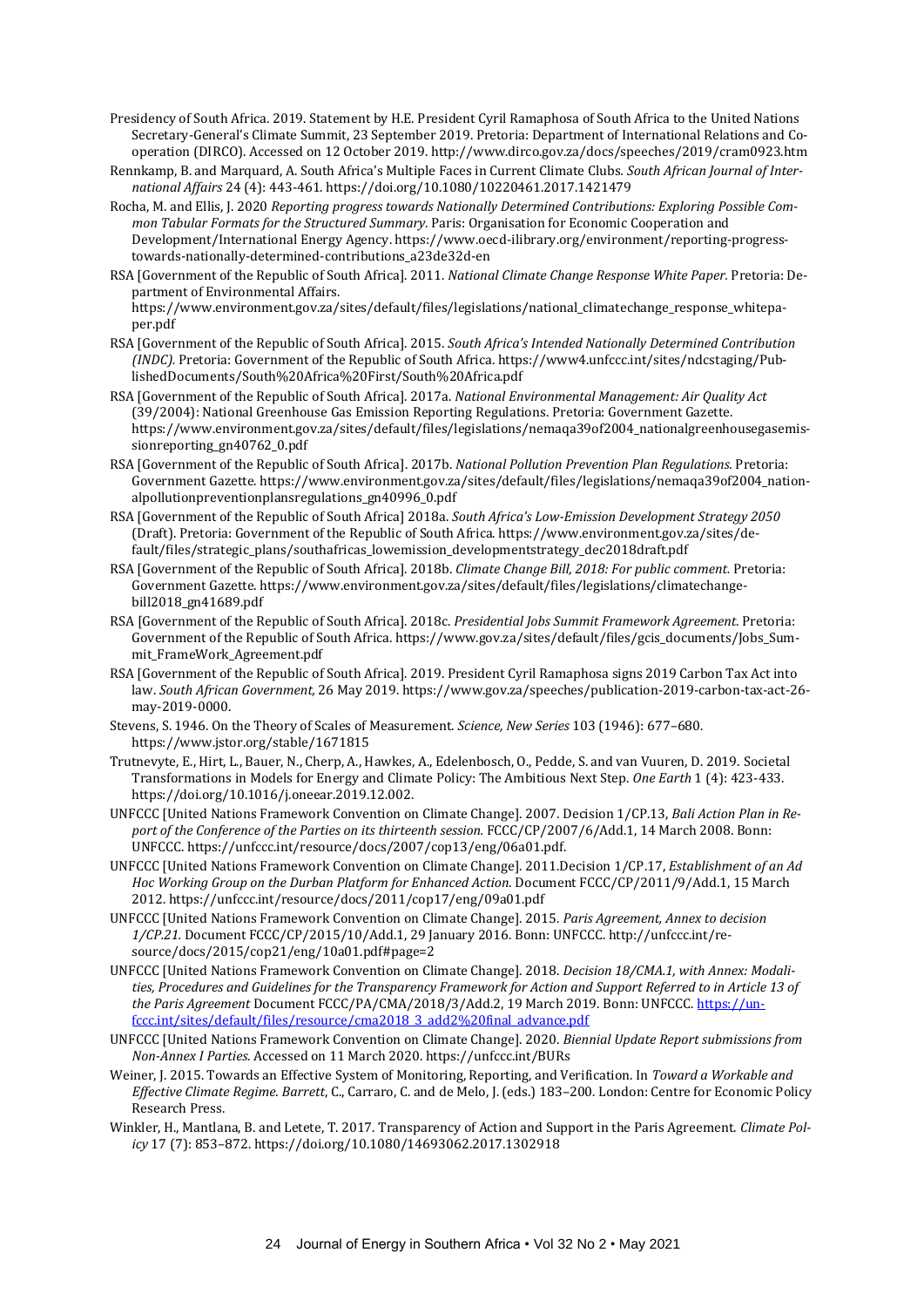Presidency of South Africa. 2019. Statement by H.E. President Cyril Ramaphosa of South Africa to the United Nations Secretary-General's Climate Summit, 23 September 2019. Pretoria: Department of International Relations and Co-operation (DIRCO). Accessed on 12 October 2019. http://www.dirco.gov.za/docs/speeches/2019/cram0923.htm

Rennkamp, B. and Marquard, A. South Africa's Multiple Faces in Current Climate Clubs. *South African Journal of International Affairs* 24 (4): 443-461. https://doi.org/10.1080/10220461.2017.1421479

Rocha, M. and Ellis, J. 2020 *Reporting progress towards Nationally Determined Contributions: Exploring Possible Common Tabular Formats for the Structured Summary*. Paris: Organisation for Economic Cooperation and Development/International Energy Agency. https://www.oecd-ilibrary.org/environment/reporting-progress-towards-nationally-determined-contributions_a23de32d-en

RSA [Government of the Republic of South Africa]. 2011. *National Climate Change Response White Paper.* Pretoria: Department of Environmental Affairs. https://www.environment.gov.za/sites/default/files/legislations/national_climatechange_response_whitepaper.pdf

RSA [Government of the Republic of South Africa]. 2015. *South Africa's Intended Nationally Determined Contribution (INDC).* Pretoria: Government of the Republic of South Africa. https://www4.unfccc.int/sites/ndcstaging/PublishedDocuments/South%20Africa%20First/South%20Africa.pdf

RSA [Government of the Republic of South Africa]. 2017a. *National Environmental Management: Air Quality Act* (39/2004): National Greenhouse Gas Emission Reporting Regulations. Pretoria: Government Gazette. https://www.environment.gov.za/sites/default/files/legislations/nemaqa39of2004_nationalgreenhousegasemissionreporting_gn40762_0.pdf

RSA [Government of the Republic of South Africa]. 2017b. *National Pollution Prevention Plan Regulations.* Pretoria: Government Gazette. https://www.environment.gov.za/sites/default/files/legislations/nemaqa39of2004_nationalpollutionpreventionplansregulations_gn40996_0.pdf

RSA [Government of the Republic of South Africa] 2018a. *South Africa's Low-Emission Development Strategy 2050* (Draft). Pretoria: Government of the Republic of South Africa. https://www.environment.gov.za/sites/default/files/strategic_plans/southafricas_lowemission_developmentstrategy_dec2018draft.pdf

RSA [Government of the Republic of South Africa]. 2018b. *Climate Change Bill, 2018: For public comment.* Pretoria: Government Gazette. https://www.environment.gov.za/sites/default/files/legislations/climatechangebill2018_gn41689.pdf

RSA [Government of the Republic of South Africa]. 2018c. *Presidential Jobs Summit Framework Agreement.* Pretoria: Government of the Republic of South Africa. https://www.gov.za/sites/default/files/gcis_documents/Jobs_Summit_FrameWork_Agreement.pdf

RSA [Government of the Republic of South Africa]. 2019. President Cyril Ramaphosa signs 2019 Carbon Tax Act into law. *South African Government,* 26 May 2019. https://www.gov.za/speeches/publication-2019-carbon-tax-act-26-may-2019-0000.

Stevens, S. 1946. On the Theory of Scales of Measurement. *Science, New Series* 103 (1946): 677–680. https://www.jstor.org/stable/1671815

Trutnevyte, E., Hirt, L., Bauer, N., Cherp, A., Hawkes, A., Edelenbosch, O., Pedde, S. and van Vuuren, D. 2019. Societal Transformations in Models for Energy and Climate Policy: The Ambitious Next Step. *One Earth* 1 (4): 423-433. https://doi.org/10.1016/j.oneear.2019.12.002.

UNFCCC [United Nations Framework Convention on Climate Change]. 2007. Decision 1/CP.13, *Bali Action Plan in Report of the Conference of the Parties on its thirteenth session.* FCCC/CP/2007/6/Add.1, 14 March 2008. Bonn: UNFCCC. https://unfccc.int/resource/docs/2007/cop13/eng/06a01.pdf.

UNFCCC [United Nations Framework Convention on Climate Change]. 2011.Decision 1/CP.17, *Establishment of an Ad Hoc Working Group on the Durban Platform for Enhanced Action.* Document FCCC/CP/2011/9/Add.1, 15 March 2012. https://unfccc.int/resource/docs/2011/cop17/eng/09a01.pdf

UNFCCC [United Nations Framework Convention on Climate Change]. 2015. *Paris Agreement, Annex to decision 1/CP.21.* Document FCCC/CP/2015/10/Add.1, 29 January 2016. Bonn: UNFCCC. http://unfccc.int/resource/docs/2015/cop21/eng/10a01.pdf#page=2

UNFCCC [United Nations Framework Convention on Climate Change]. 2018. *Decision 18/CMA.1, with Annex: Modalities, Procedures and Guidelines for the Transparency Framework for Action and Support Referred to in Article 13 of the Paris Agreement* Document FCCC/PA/CMA/2018/3/Add.2, 19 March 2019. Bonn: UNFCCC. https://unfccc.int/sites/default/files/resource/cma2018_3_add2%20final_advance.pdf

UNFCCC [United Nations Framework Convention on Climate Change]. 2020. *Biennial Update Report submissions from Non-Annex I Parties*. Accessed on 11 March 2020. https://unfccc.int/BURs

Weiner, J. 2015. Towards an Effective System of Monitoring, Reporting, and Verification. In *Toward a Workable and Effective Climate Regime. Barrett*, C., Carraro, C. and de Melo, J. (eds.) 183–200. London: Centre for Economic Policy Research Press.

Winkler, H., Mantlana, B. and Letete, T. 2017. Transparency of Action and Support in the Paris Agreement. *Climate Policy* 17 (7): 853–872. https://doi.org/10.1080/14693062.2017.1302918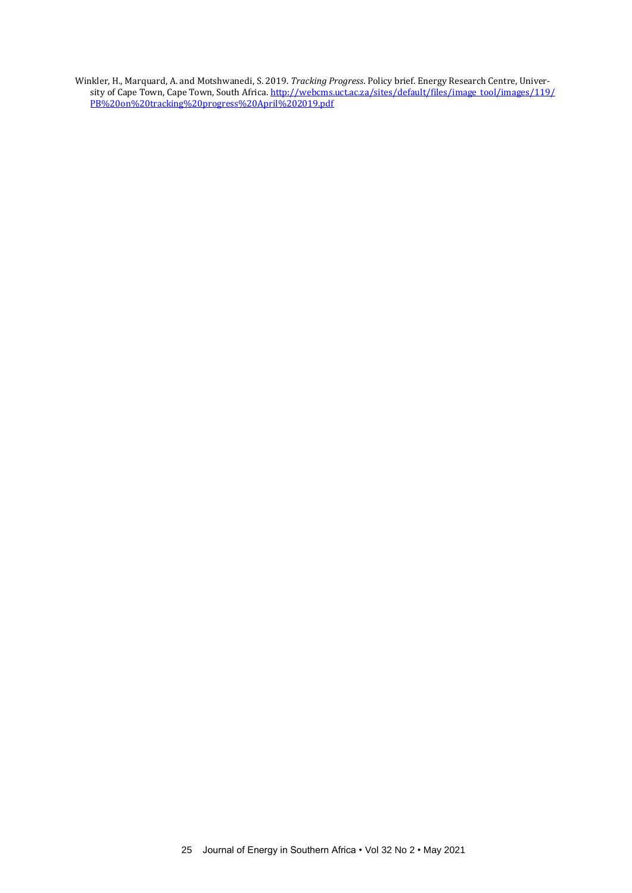Winkler, H., Marquard, A. and Motshwanedi, S. 2019. *Tracking Progress*. Policy brief. Energy Research Centre, University of Cape Town, Cape Town, South Africa. http://webcms.uct.ac.za/sites/default/files/image_tool/images/119/PB%20on%20tracking%20progress%20April%202019.pdf